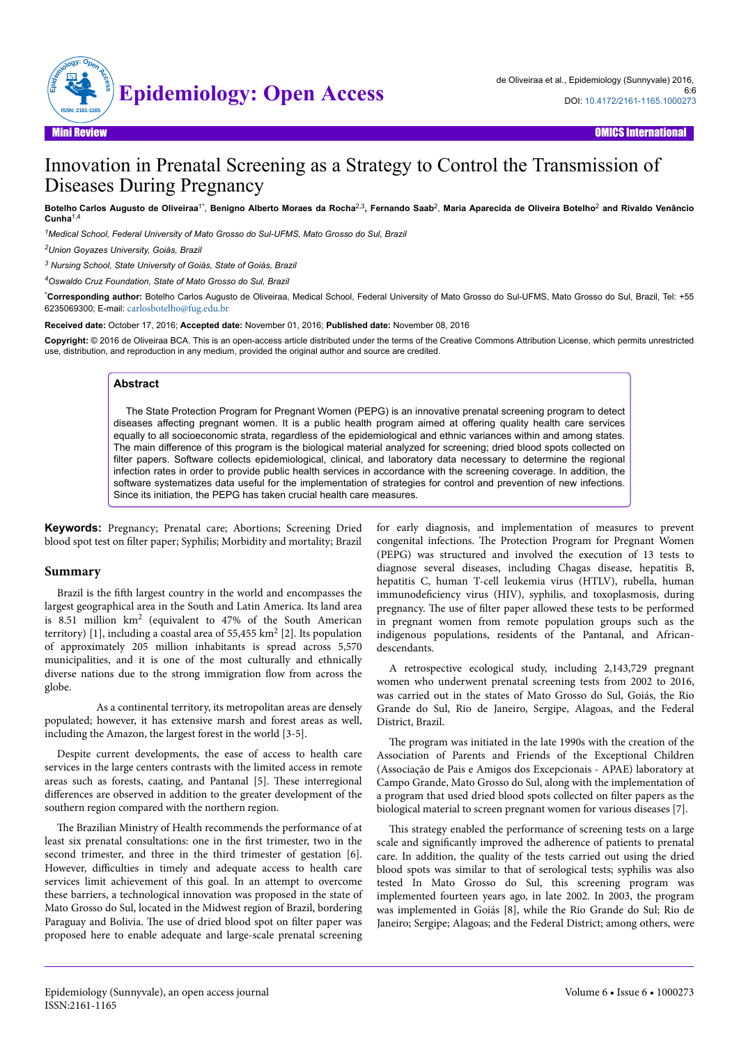Mini Review

# Innovation in Prenatal Screening as a Strategy to Control the Transmission of Diseases During Pregnancy

**Botelho Carlos Augusto de Oliveiraa[1*], Benigno Alberto Moraes da Rocha[2,3], Fernando Saab[2], Maria Aparecida de Oliveira Botelho[2] and Rivaldo Venâncio Cunha[1,4]**

*[1]Medical School, Federal University of Mato Grosso do Sul-UFMS, Mato Grosso do Sul, Brazil*

*[2]Union Goyazes University, Goiás, Brazil*

*[3] Nursing School, State University of Goiás, State of Goiás, Brazil*

*[4]Oswaldo Cruz Foundation, State of Mato Grosso do Sul, Brazil*

[*]**Corresponding author:** Botelho Carlos Augusto de Oliveiraa, Medical School, Federal University of Mato Grosso do Sul-UFMS, Mato Grosso do Sul, Brazil, Tel: +55 6235069300; E-mail: carlosbotelho@fug.edu.br

**Received date:** October 17, 2016; **Accepted date:** November 01, 2016; **Published date:** November 08, 2016

**Copyright:** © 2016 de Oliveiraa BCA. This is an open-access article distributed under the terms of the Creative Commons Attribution License, which permits unrestricted use, distribution, and reproduction in any medium, provided the original author and source are credited.

## Abstract

The State Protection Program for Pregnant Women (PEPG) is an innovative prenatal screening program to detect diseases affecting pregnant women. It is a public health program aimed at offering quality health care services equally to all socioeconomic strata, regardless of the epidemiological and ethnic variances within and among states. The main difference of this program is the biological material analyzed for screening; dried blood spots collected on filter papers. Software collects epidemiological, clinical, and laboratory data necessary to determine the regional infection rates in order to provide public health services in accordance with the screening coverage. In addition, the software systematizes data useful for the implementation of strategies for control and prevention of new infections. Since its initiation, the PEPG has taken crucial health care measures.

**Keywords:** Pregnancy; Prenatal care; Abortions; Screening Dried blood spot test on filter paper; Syphilis; Morbidity and mortality; Brazil

## Summary

Brazil is the fifth largest country in the world and encompasses the largest geographical area in the South and Latin America. Its land area is 8.51 million km$^2$ (equivalent to 47% of the South American territory) [1], including a coastal area of 55,455 km$^2$ [2]. Its population of approximately 205 million inhabitants is spread across 5,570 municipalities, and it is one of the most culturally and ethnically diverse nations due to the strong immigration flow from across the globe.

As a continental territory, its metropolitan areas are densely populated; however, it has extensive marsh and forest areas as well, including the Amazon, the largest forest in the world [3-5].

Despite current developments, the ease of access to health care services in the large centers contrasts with the limited access in remote areas such as forests, caatinga, and Pantanal [5]. These interregional differences are observed in addition to the greater development of the southern region compared with the northern region.

The Brazilian Ministry of Health recommends the performance of at least six prenatal consultations: one in the first trimester, two in the second trimester, and three in the third trimester of gestation [6]. However, difficulties in timely and adequate access to health care services limit achievement of this goal. In an attempt to overcome these barriers, a technological innovation was proposed in the state of Mato Grosso do Sul, located in the Midwest region of Brazil, bordering Paraguay and Bolivia. The use of dried blood spot on filter paper was proposed here to enable adequate and large-scale prenatal screening for early diagnosis, and implementation of measures to prevent congenital infections. The Protection Program for Pregnant Women (PEPG) was structured and involved the execution of 13 tests to diagnose several diseases, including Chagas disease, hepatitis B, hepatitis C, human T-cell leukemia virus (HTLV), rubella, human immunodeficiency virus (HIV), syphilis, and toxoplasmosis, during pregnancy. The use of filter paper allowed these tests to be performed in pregnant women from remote population groups such as the indigenous populations, residents of the Pantanal, and African-descendants.

A retrospective ecological study, including 2,143,729 pregnant women who underwent prenatal screening tests from 2002 to 2016, was carried out in the states of Mato Grosso do Sul, Goiás, the Rio Grande do Sul, Rio de Janeiro, Sergipe, Alagoas, and the Federal District, Brazil.

The program was initiated in the late 1990s with the creation of the Association of Parents and Friends of the Exceptional Children (Associação de Pais e Amigos dos Excepcionais - APAE) laboratory at Campo Grande, Mato Grosso do Sul, along with the implementation of a program that used dried blood spots collected on filter papers as the biological material to screen pregnant women for various diseases [7].

This strategy enabled the performance of screening tests on a large scale and significantly improved the adherence of patients to prenatal care. In addition, the quality of the tests carried out using the dried blood spots was similar to that of serological tests; syphilis was also tested In Mato Grosso do Sul, this screening program was implemented fourteen years ago, in late 2002. In 2003, the program was implemented in Goiás [8], while the Rio Grande do Sul; Rio de Janeiro; Sergipe; Alagoas; and the Federal District; among others, were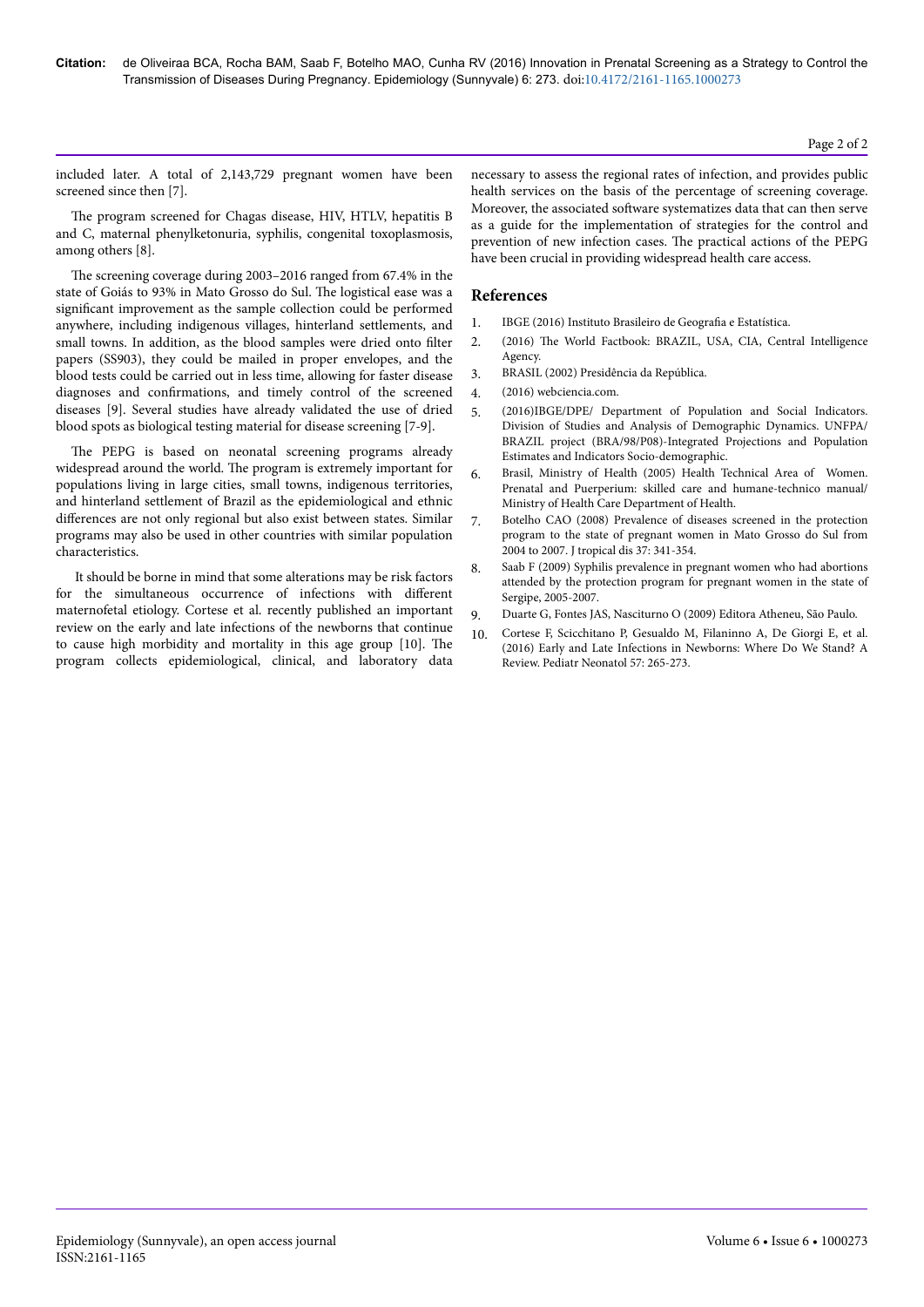included later. A total of 2,143,729 pregnant women have been screened since then [7].

The program screened for Chagas disease, HIV, HTLV, hepatitis B and C, maternal phenylketonuria, syphilis, congenital toxoplasmosis, among others [8].

The screening coverage during 2003–2016 ranged from 67.4% in the state of Goiás to 93% in Mato Grosso do Sul. The logistical ease was a significant improvement as the sample collection could be performed anywhere, including indigenous villages, hinterland settlements, and small towns. In addition, as the blood samples were dried onto filter papers (SS903), they could be mailed in proper envelopes, and the blood tests could be carried out in less time, allowing for faster disease diagnoses and confirmations, and timely control of the screened diseases [9]. Several studies have already validated the use of dried blood spots as biological testing material for disease screening [7-9].

The PEPG is based on neonatal screening programs already widespread around the world. The program is extremely important for populations living in large cities, small towns, indigenous territories, and hinterland settlement of Brazil as the epidemiological and ethnic differences are not only regional but also exist between states. Similar programs may also be used in other countries with similar population characteristics.

It should be borne in mind that some alterations may be risk factors for the simultaneous occurrence of infections with different maternofetal etiology. Cortese et al. recently published an important review on the early and late infections of the newborns that continue to cause high morbidity and mortality in this age group [10]. The program collects epidemiological, clinical, and laboratory data necessary to assess the regional rates of infection, and provides public health services on the basis of the percentage of screening coverage. Moreover, the associated software systematizes data that can then serve as a guide for the implementation of strategies for the control and prevention of new infection cases. The practical actions of the PEPG have been crucial in providing widespread health care access.

## References

1. IBGE (2016) Instituto Brasileiro de Geografia e Estatística.
2. (2016) The World Factbook: BRAZIL, USA, CIA, Central Intelligence Agency.
3. BRASIL (2002) Presidência da República.
4. (2016) webciencia.com.
5. (2016)IBGE/DPE/ Department of Population and Social Indicators. Division of Studies and Analysis of Demographic Dynamics. UNFPA/ BRAZIL project (BRA/98/P08)-Integrated Projections and Population Estimates and Indicators Socio-demographic.
6. Brasil, Ministry of Health (2005) Health Technical Area of Women. Prenatal and Puerperium: skilled care and humane-technico manual/ Ministry of Health Care Department of Health.
7. Botelho CAO (2008) Prevalence of diseases screened in the protection program to the state of pregnant women in Mato Grosso do Sul from 2004 to 2007. J tropical dis 37: 341-354.
8. Saab F (2009) Syphilis prevalence in pregnant women who had abortions attended by the protection program for pregnant women in the state of Sergipe, 2005-2007.
9. Duarte G, Fontes JAS, Nasciturno O (2009) Editora Atheneu, São Paulo.
10. Cortese F, Scicchitano P, Gesualdo M, Filaninno A, De Giorgi E, et al. (2016) Early and Late Infections in Newborns: Where Do We Stand? A Review. Pediatr Neonatol 57: 265-273.